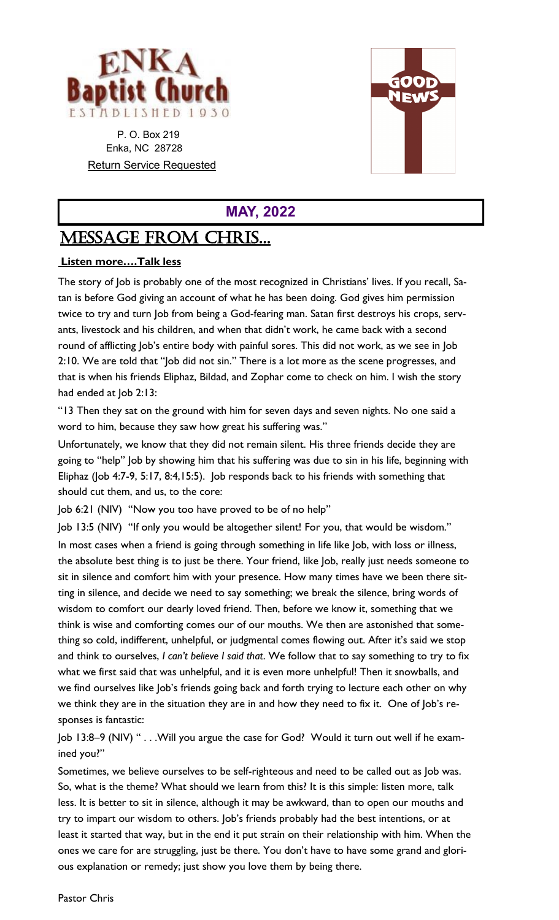# ENKA Baptist Church

ESTABLISHED 1930

P. O. Box 219
Enka, NC 28728
Return Service Requested

GOOD NEWS

## MAY, 2022

# MESSAGE FROM CHRIS...

**Listen more….Talk less**

The story of Job is probably one of the most recognized in Christians' lives. If you recall, Satan is before God giving an account of what he has been doing. God gives him permission twice to try and turn Job from being a God-fearing man. Satan first destroys his crops, servants, livestock and his children, and when that didn't work, he came back with a second round of afflicting Job's entire body with painful sores. This did not work, as we see in Job 2:10. We are told that "Job did not sin." There is a lot more as the scene progresses, and that is when his friends Eliphaz, Bildad, and Zophar come to check on him. I wish the story had ended at Job 2:13:

"13 Then they sat on the ground with him for seven days and seven nights. No one said a word to him, because they saw how great his suffering was."

Unfortunately, we know that they did not remain silent. His three friends decide they are going to "help" Job by showing him that his suffering was due to sin in his life, beginning with Eliphaz (Job 4:7-9, 5:17, 8:4,15:5). Job responds back to his friends with something that should cut them, and us, to the core:

Job 6:21 (NIV) "Now you too have proved to be of no help"

Job 13:5 (NIV) "If only you would be altogether silent! For you, that would be wisdom."

In most cases when a friend is going through something in life like Job, with loss or illness, the absolute best thing is to just be there. Your friend, like Job, really just needs someone to sit in silence and comfort him with your presence. How many times have we been there sitting in silence, and decide we need to say something; we break the silence, bring words of wisdom to comfort our dearly loved friend. Then, before we know it, something that we think is wise and comforting comes our of our mouths. We then are astonished that something so cold, indifferent, unhelpful, or judgmental comes flowing out. After it's said we stop and think to ourselves, *I can't believe I said that*. We follow that to say something to try to fix what we first said that was unhelpful, and it is even more unhelpful! Then it snowballs, and we find ourselves like Job's friends going back and forth trying to lecture each other on why we think they are in the situation they are in and how they need to fix it. One of Job's responses is fantastic:

Job 13:8–9 (NIV) " . . .Will you argue the case for God? Would it turn out well if he examined you?"

Sometimes, we believe ourselves to be self-righteous and need to be called out as Job was. So, what is the theme? What should we learn from this? It is this simple: listen more, talk less. It is better to sit in silence, although it may be awkward, than to open our mouths and try to impart our wisdom to others. Job's friends probably had the best intentions, or at least it started that way, but in the end it put strain on their relationship with him. When the ones we care for are struggling, just be there. You don't have to have some grand and glorious explanation or remedy; just show you love them by being there.

Pastor Chris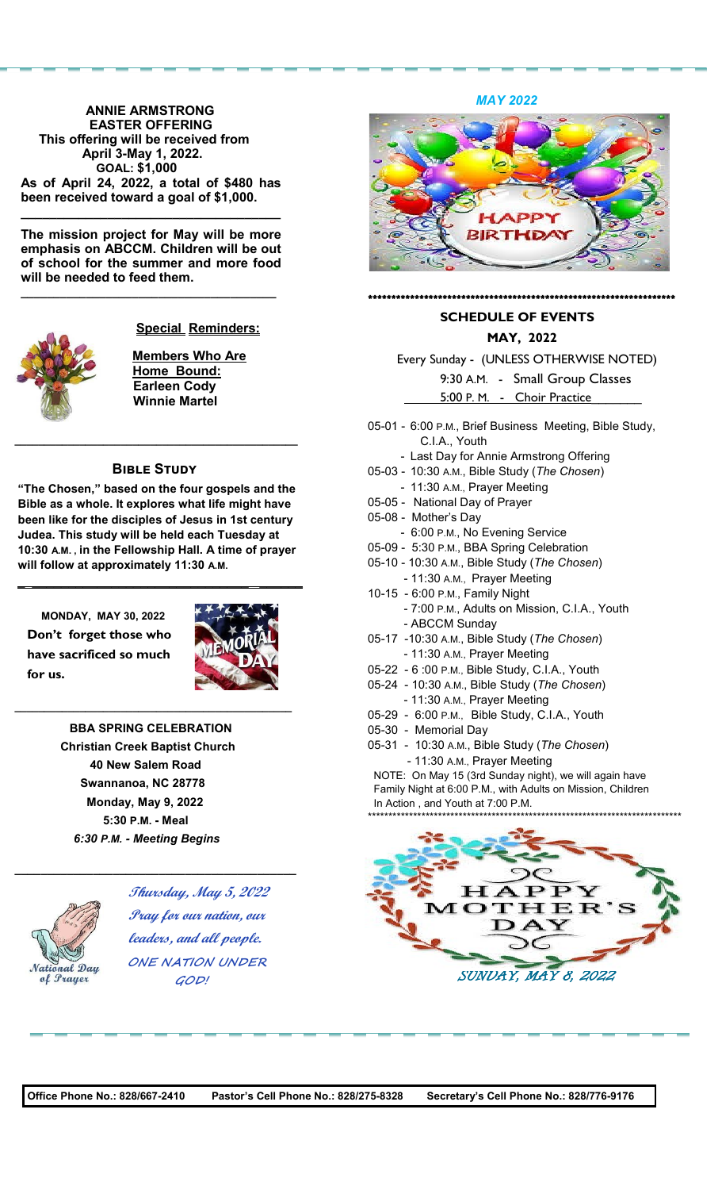**ANNIE ARMSTRONG EASTER OFFERING**
**This offering will be received from April 3-May 1, 2022.**
**GOAL: $1,000**
**As of April 24, 2022, a total of $480 has been received toward a goal of $1,000.**

---

**The mission project for May will be more emphasis on ABCCM. Children will be out of school for the summer and more food will be needed to feed them.**

---

**Special Reminders:**

**Members Who Are Home Bound:**
**Earleen Cody**
**Winnie Martel**

---

## Bible Study

**"The Chosen," based on the four gospels and the Bible as a whole. It explores what life might have been like for the disciples of Jesus in 1st century Judea. This study will be held each Tuesday at 10:30 A.M., in the Fellowship Hall. A time of prayer will follow at approximately 11:30 A.M.**

---

**MONDAY, MAY 30, 2022**
**Don't forget those who have sacrificed so much for us.**

MEMORIAL DAY

---

**BBA SPRING CELEBRATION**
**Christian Creek Baptist Church**
**40 New Salem Road**
**Swannanoa, NC 28778**
**Monday, May 9, 2022**
**5:30 P.M. - Meal**
***6:30 P.M. - Meeting Begins***

---

National Day of Prayer

***Thursday, May 5, 2022***
***Pray for our nation, our leaders, and all people.***
***ONE NATION UNDER GOD!***

---

*MAY 2022*

HAPPY BIRTHDAY

**SCHEDULE OF EVENTS**
**MAY, 2022**

Every Sunday - (UNLESS OTHERWISE NOTED)
9:30 A.M. - Small Group Classes
5:00 P.M. - Choir Practice

05-01 - 6:00 P.M., Brief Business Meeting, Bible Study, C.I.A., Youth
- Last Day for Annie Armstrong Offering
05-03 - 10:30 A.M., Bible Study (*The Chosen*)
- 11:30 A.M., Prayer Meeting
05-05 - National Day of Prayer
05-08 - Mother's Day
- 6:00 P.M., No Evening Service
05-09 - 5:30 P.M., BBA Spring Celebration
05-10 - 10:30 A.M., Bible Study (*The Chosen*)
- 11:30 A.M., Prayer Meeting
10-15 - 6:00 P.M., Family Night
- 7:00 P.M., Adults on Mission, C.I.A., Youth
- ABCCM Sunday
05-17 -10:30 A.M., Bible Study (*The Chosen*)
- 11:30 A.M., Prayer Meeting
05-22 - 6 :00 P.M., Bible Study, C.I.A., Youth
05-24 - 10:30 A.M., Bible Study (*The Chosen*)
- 11:30 A.M., Prayer Meeting
05-29 - 6:00 P.M., Bible Study, C.I.A., Youth
05-30 - Memorial Day
05-31 - 10:30 A.M., Bible Study (*The Chosen*)
- 11:30 A.M., Prayer Meeting

NOTE: On May 15 (3rd Sunday night), we will again have Family Night at 6:00 P.M., with Adults on Mission, Children In Action , and Youth at 7:00 P.M.

HAPPY MOTHER'S DAY

*SUNDAY, MAY 8, 2022*

---

**Office Phone No.: 828/667-2410 Pastor's Cell Phone No.: 828/275-8328 Secretary's Cell Phone No.: 828/776-9176**